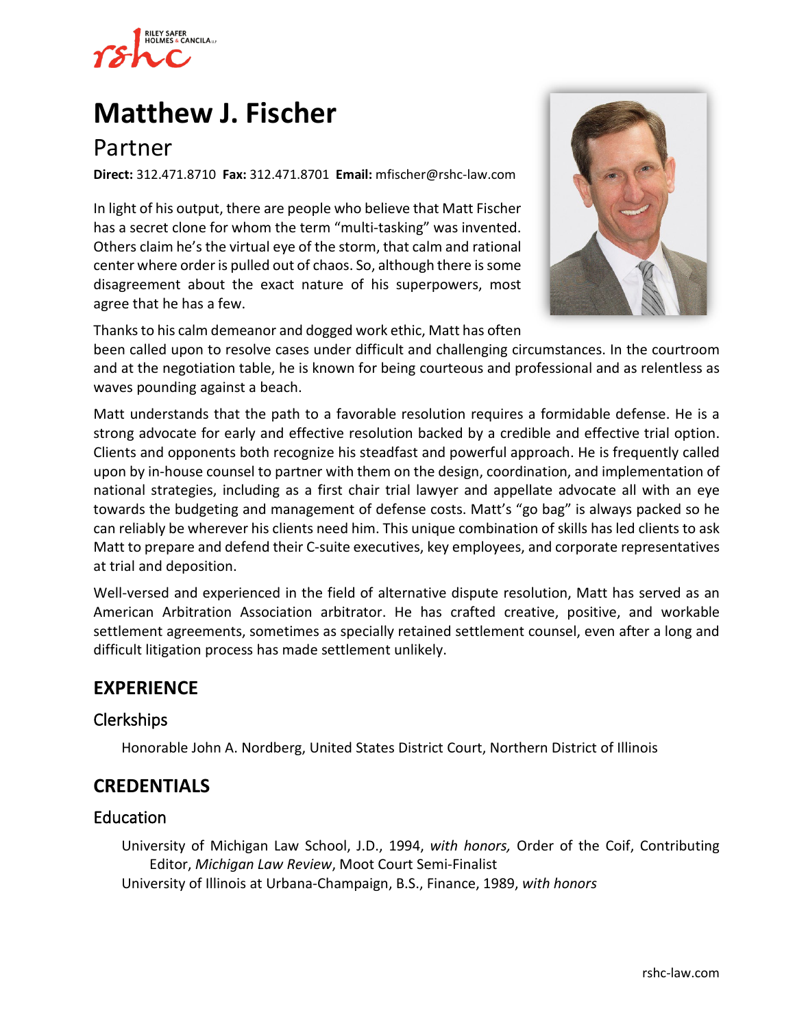# Matthew J. Fischer

## Partner

**Direct:** 312.471.8710 **Fax:** 312.471.8701 **Email:** mfischer@rshc-law.com

In light of his output, there are people who believe that Matt Fischer has a secret clone for whom the term "multi-tasking" was invented. Others claim he's the virtual eye of the storm, that calm and rational center where order is pulled out of chaos. So, although there is some disagreement about the exact nature of his superpowers, most agree that he has a few.

Thanks to his calm demeanor and dogged work ethic, Matt has often been called upon to resolve cases under difficult and challenging circumstances. In the courtroom and at the negotiation table, he is known for being courteous and professional and as relentless as waves pounding against a beach.

Matt understands that the path to a favorable resolution requires a formidable defense. He is a strong advocate for early and effective resolution backed by a credible and effective trial option. Clients and opponents both recognize his steadfast and powerful approach. He is frequently called upon by in-house counsel to partner with them on the design, coordination, and implementation of national strategies, including as a first chair trial lawyer and appellate advocate all with an eye towards the budgeting and management of defense costs. Matt's "go bag" is always packed so he can reliably be wherever his clients need him. This unique combination of skills has led clients to ask Matt to prepare and defend their C-suite executives, key employees, and corporate representatives at trial and deposition.

Well-versed and experienced in the field of alternative dispute resolution, Matt has served as an American Arbitration Association arbitrator. He has crafted creative, positive, and workable settlement agreements, sometimes as specially retained settlement counsel, even after a long and difficult litigation process has made settlement unlikely.

## EXPERIENCE

### Clerkships

Honorable John A. Nordberg, United States District Court, Northern District of Illinois

## CREDENTIALS

### Education

University of Michigan Law School, J.D., 1994, *with honors,* Order of the Coif, Contributing Editor, *Michigan Law Review*, Moot Court Semi-Finalist

University of Illinois at Urbana-Champaign, B.S., Finance, 1989, *with honors*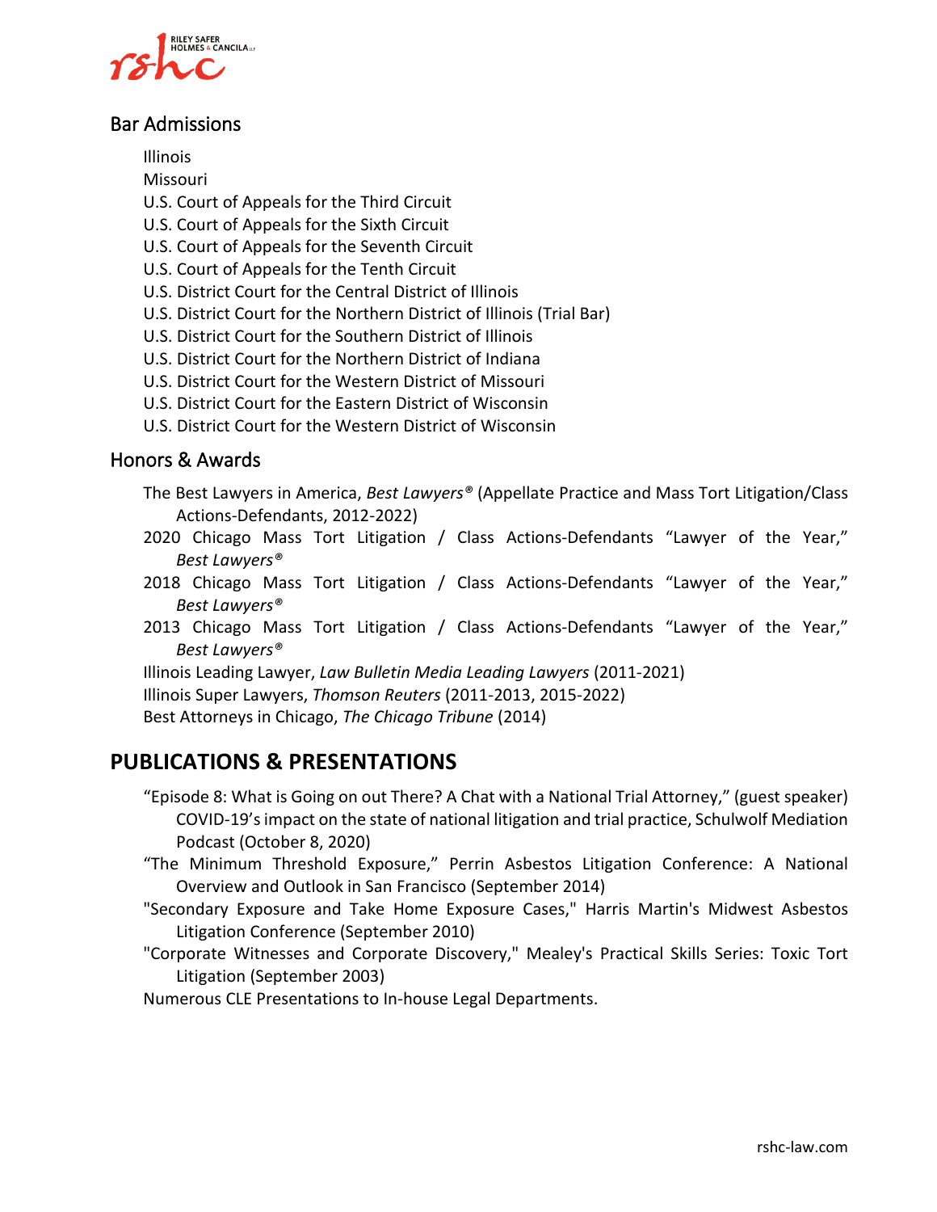## Bar Admissions

- Illinois
- Missouri
- U.S. Court of Appeals for the Third Circuit
- U.S. Court of Appeals for the Sixth Circuit
- U.S. Court of Appeals for the Seventh Circuit
- U.S. Court of Appeals for the Tenth Circuit
- U.S. District Court for the Central District of Illinois
- U.S. District Court for the Northern District of Illinois (Trial Bar)
- U.S. District Court for the Southern District of Illinois
- U.S. District Court for the Northern District of Indiana
- U.S. District Court for the Western District of Missouri
- U.S. District Court for the Eastern District of Wisconsin
- U.S. District Court for the Western District of Wisconsin

## Honors & Awards

- The Best Lawyers in America, *Best Lawyers®* (Appellate Practice and Mass Tort Litigation/Class Actions-Defendants, 2012-2022)
- 2020 Chicago Mass Tort Litigation / Class Actions-Defendants "Lawyer of the Year," *Best Lawyers®*
- 2018 Chicago Mass Tort Litigation / Class Actions-Defendants "Lawyer of the Year," *Best Lawyers®*
- 2013 Chicago Mass Tort Litigation / Class Actions-Defendants "Lawyer of the Year," *Best Lawyers®*
- Illinois Leading Lawyer, *Law Bulletin Media Leading Lawyers* (2011-2021)
- Illinois Super Lawyers, *Thomson Reuters* (2011-2013, 2015-2022)
- Best Attorneys in Chicago, *The Chicago Tribune* (2014)

# PUBLICATIONS & PRESENTATIONS

- "Episode 8: What is Going on out There? A Chat with a National Trial Attorney," (guest speaker) COVID-19's impact on the state of national litigation and trial practice, Schulwolf Mediation Podcast (October 8, 2020)
- "The Minimum Threshold Exposure," Perrin Asbestos Litigation Conference: A National Overview and Outlook in San Francisco (September 2014)
- "Secondary Exposure and Take Home Exposure Cases," Harris Martin's Midwest Asbestos Litigation Conference (September 2010)
- "Corporate Witnesses and Corporate Discovery," Mealey's Practical Skills Series: Toxic Tort Litigation (September 2003)
- Numerous CLE Presentations to In-house Legal Departments.